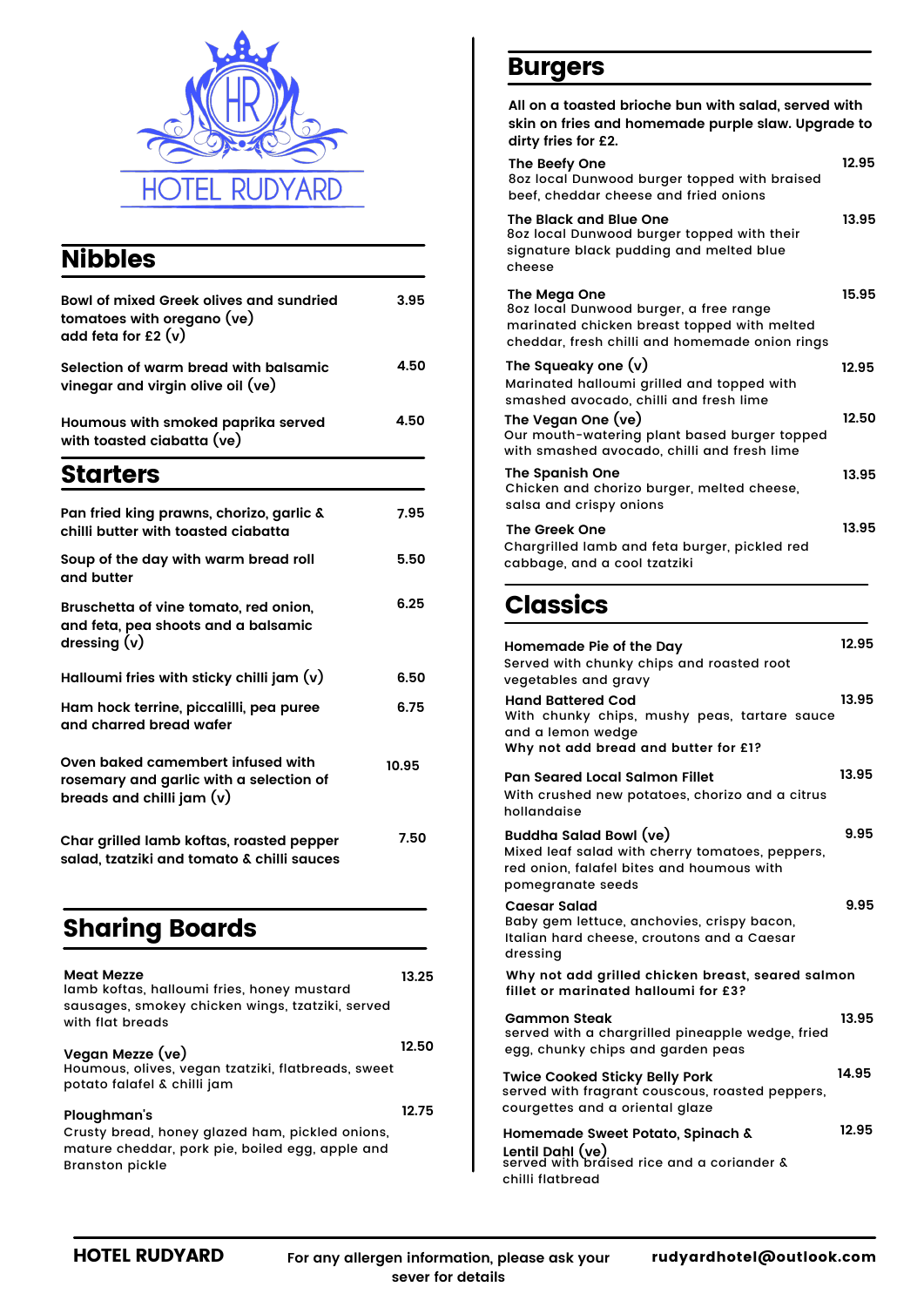# HOTEL RUDYARD

## Nibbles

Bowl of mixed Greek olives and sundried tomatoes with oregano (ve) add feta for £2 (v) — 3.95

Selection of warm bread with balsamic vinegar and virgin olive oil (ve) — 4.50

Houmous with smoked paprika served with toasted ciabatta (ve) — 4.50

## Starters

Pan fried king prawns, chorizo, garlic & chilli butter with toasted ciabatta — 7.95

Soup of the day with warm bread roll and butter — 5.50

Bruschetta of vine tomato, red onion, and feta, pea shoots and a balsamic dressing (v) — 6.25

Halloumi fries with sticky chilli jam (v) — 6.50

Ham hock terrine, piccalilli, pea puree and charred bread wafer — 6.75

Oven baked camembert infused with rosemary and garlic with a selection of breads and chilli jam (v) — 10.95

Char grilled lamb koftas, roasted pepper salad, tzatziki and tomato & chilli sauces — 7.50

## Sharing Boards

**Meat Mezze** — 13.25
lamb koftas, halloumi fries, honey mustard sausages, smokey chicken wings, tzatziki, served with flat breads

**Vegan Mezze (ve)** — 12.50
Houmous, olives, vegan tzatziki, flatbreads, sweet potato falafel & chilli jam

**Ploughman's** — 12.75
Crusty bread, honey glazed ham, pickled onions, mature cheddar, pork pie, boiled egg, apple and Branston pickle

## Burgers

**All on a toasted brioche bun with salad, served with skin on fries and homemade purple slaw. Upgrade to dirty fries for £2.**

**The Beefy One** — 12.95
8oz local Dunwood burger topped with braised beef, cheddar cheese and fried onions

**The Black and Blue One** — 13.95
8oz local Dunwood burger topped with their signature black pudding and melted blue cheese

**The Mega One** — 15.95
8oz local Dunwood burger, a free range marinated chicken breast topped with melted cheddar, fresh chilli and homemade onion rings

**The Squeaky one (v)** — 12.95
Marinated halloumi grilled and topped with smashed avocado, chilli and fresh lime

**The Vegan One (ve)** — 12.50
Our mouth-watering plant based burger topped with smashed avocado, chilli and fresh lime

**The Spanish One** — 13.95
Chicken and chorizo burger, melted cheese, salsa and crispy onions

**The Greek One** — 13.95
Chargrilled lamb and feta burger, pickled red cabbage, and a cool tzatziki

## Classics

**Homemade Pie of the Day** — 12.95
Served with chunky chips and roasted root vegetables and gravy

**Hand Battered Cod** — 13.95
With chunky chips, mushy peas, tartare sauce and a lemon wedge
**Why not add bread and butter for £1?**

**Pan Seared Local Salmon Fillet** — 13.95
With crushed new potatoes, chorizo and a citrus hollandaise

**Buddha Salad Bowl (ve)** — 9.95
Mixed leaf salad with cherry tomatoes, peppers, red onion, falafel bites and houmous with pomegranate seeds

**Caesar Salad** — 9.95
Baby gem lettuce, anchovies, crispy bacon, Italian hard cheese, croutons and a Caesar dressing

**Why not add grilled chicken breast, seared salmon fillet or marinated halloumi for £3?**

**Gammon Steak** — 13.95
served with a chargrilled pineapple wedge, fried egg, chunky chips and garden peas

**Twice Cooked Sticky Belly Pork** — 14.95
served with fragrant couscous, roasted peppers, courgettes and a oriental glaze

**Homemade Sweet Potato, Spinach & Lentil Dahl (ve)** — 12.95
served with braised rice and a coriander & chilli flatbread

**HOTEL RUDYARD** For any allergen information, please ask your sever for details rudyardhotel@outlook.com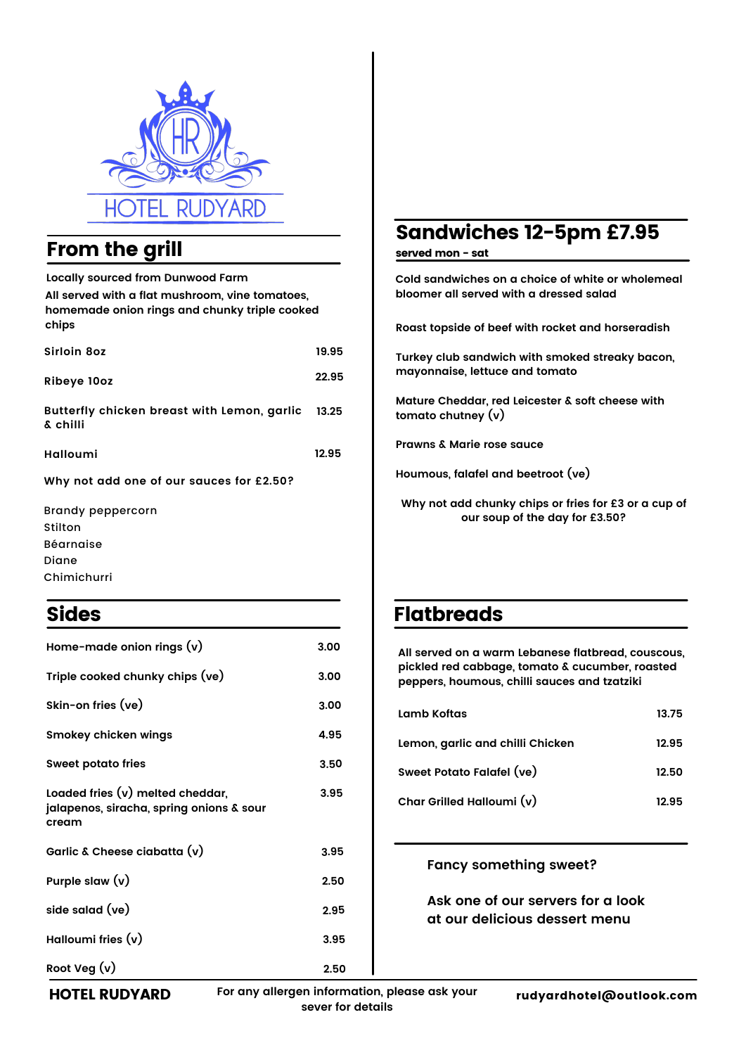HOTEL RUDYARD

## From the grill

Locally sourced from Dunwood Farm

All served with a flat mushroom, vine tomatoes, homemade onion rings and chunky triple cooked chips

| | |
|---|---|
| Sirloin 8oz | 19.95 |
| Ribeye 10oz | 22.95 |
| Butterfly chicken breast with Lemon, garlic & chilli | 13.25 |
| Halloumi | 12.95 |

Why not add one of our sauces for £2.50?

Brandy peppercorn
Stilton
Béarnaise
Diane
Chimichurri

## Sides

| | |
|---|---|
| Home-made onion rings (v) | 3.00 |
| Triple cooked chunky chips (ve) | 3.00 |
| Skin-on fries (ve) | 3.00 |
| Smokey chicken wings | 4.95 |
| Sweet potato fries | 3.50 |
| Loaded fries (v) melted cheddar, jalapenos, siracha, spring onions & sour cream | 3.95 |
| Garlic & Cheese ciabatta (v) | 3.95 |
| Purple slaw (v) | 2.50 |
| side salad (ve) | 2.95 |
| Halloumi fries (v) | 3.95 |
| Root Veg (v) | 2.50 |

## Sandwiches 12-5pm £7.95

**served mon - sat**

Cold sandwiches on a choice of white or wholemeal bloomer all served with a dressed salad

Roast topside of beef with rocket and horseradish

Turkey club sandwich with smoked streaky bacon, mayonnaise, lettuce and tomato

Mature Cheddar, red Leicester & soft cheese with tomato chutney (v)

Prawns & Marie rose sauce

Houmous, falafel and beetroot (ve)

Why not add chunky chips or fries for £3 or a cup of our soup of the day for £3.50?

## Flatbreads

All served on a warm Lebanese flatbread, couscous, pickled red cabbage, tomato & cucumber, roasted peppers, houmous, chilli sauces and tzatziki

| | |
|---|---|
| Lamb Koftas | 13.75 |
| Lemon, garlic and chilli Chicken | 12.95 |
| Sweet Potato Falafel (ve) | 12.50 |
| Char Grilled Halloumi (v) | 12.95 |

Fancy something sweet?

Ask one of our servers for a look at our delicious dessert menu

**HOTEL RUDYARD**

For any allergen information, please ask your sever for details

**rudyardhotel@outlook.com**